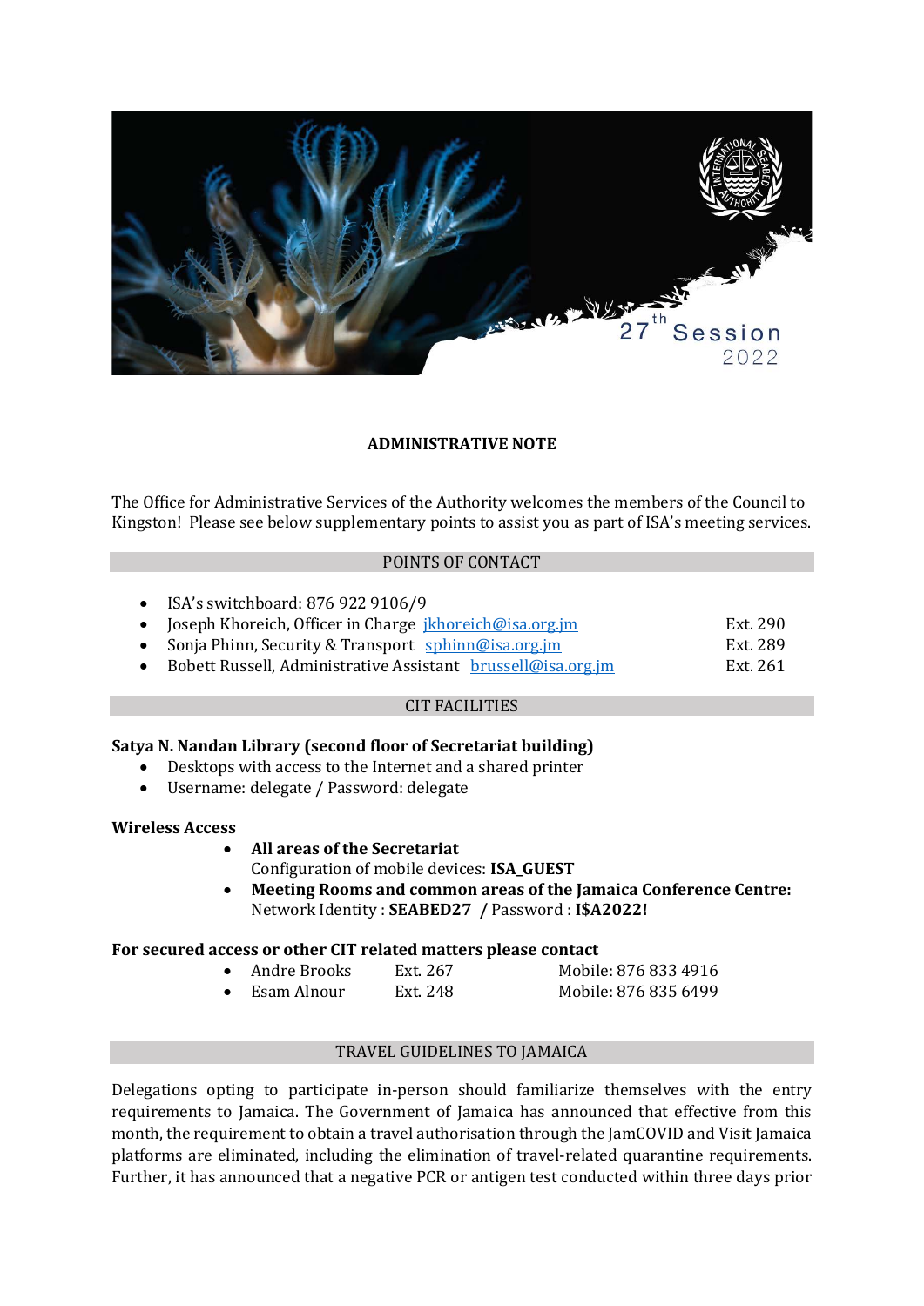27th Session 2022

## ADMINISTRATIVE NOTE

The Office for Administrative Services of the Authority welcomes the members of the Council to Kingston! Please see below supplementary points to assist you as part of ISA's meeting services.

### POINTS OF CONTACT

- ISA's switchboard: 876 922 9106/9
- Joseph Khoreich, Officer in Charge jkhoreich@isa.org.jm Ext. 290
- Sonja Phinn, Security & Transport sphinn@isa.org.jm Ext. 289
- Bobett Russell, Administrative Assistant brussell@isa.org.jm Ext. 261

### CIT FACILITIES

**Satya N. Nandan Library (second floor of Secretariat building)**

- Desktops with access to the Internet and a shared printer
- Username: delegate / Password: delegate

**Wireless Access**

- **All areas of the Secretariat**
  Configuration of mobile devices: **ISA_GUEST**
- **Meeting Rooms and common areas of the Jamaica Conference Centre:**
  Network Identity : **SEABED27** / Password : **I$A2022!**

**For secured access or other CIT related matters please contact**

- Andre Brooks Ext. 267 Mobile: 876 833 4916
- Esam Alnour Ext. 248 Mobile: 876 835 6499

### TRAVEL GUIDELINES TO JAMAICA

Delegations opting to participate in-person should familiarize themselves with the entry requirements to Jamaica. The Government of Jamaica has announced that effective from this month, the requirement to obtain a travel authorisation through the JamCOVID and Visit Jamaica platforms are eliminated, including the elimination of travel-related quarantine requirements. Further, it has announced that a negative PCR or antigen test conducted within three days prior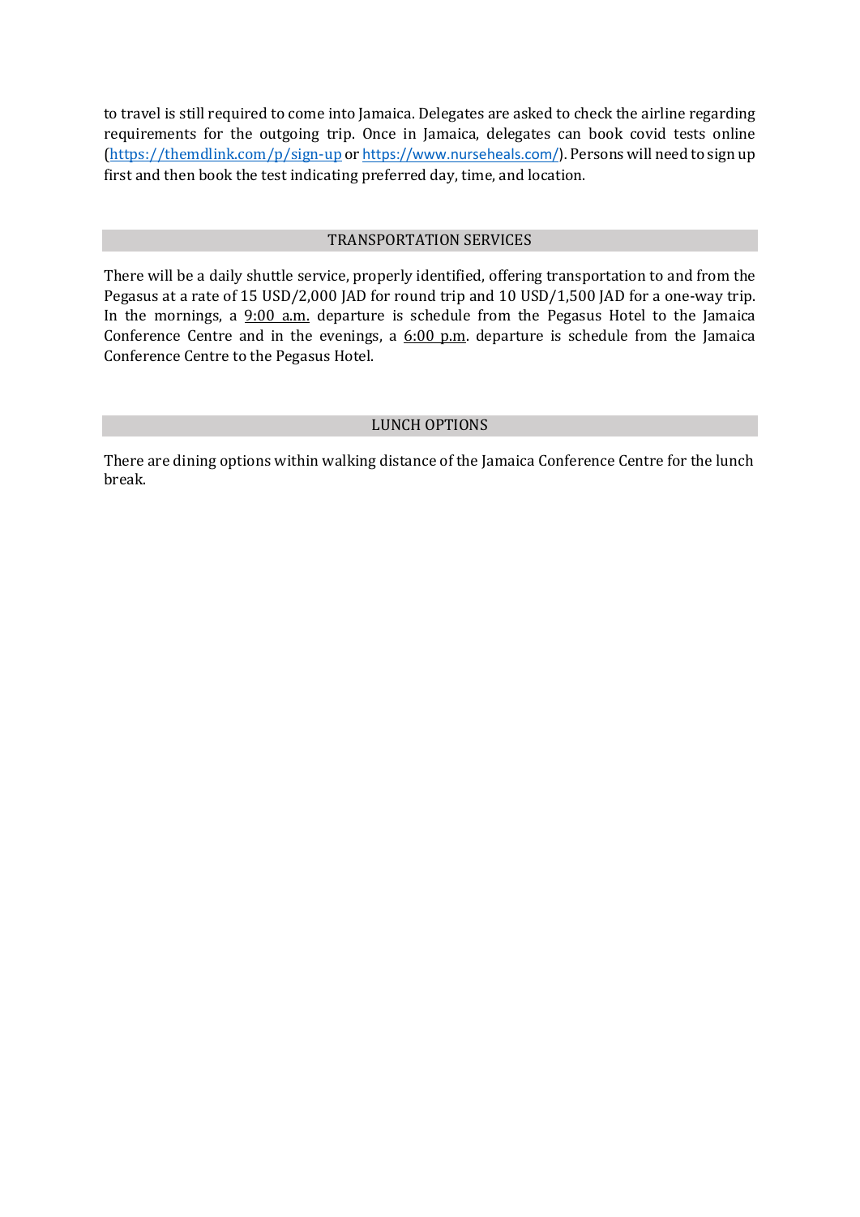to travel is still required to come into Jamaica. Delegates are asked to check the airline regarding requirements for the outgoing trip. Once in Jamaica, delegates can book covid tests online (https://themdlink.com/p/sign-up or https://www.nurseheals.com/). Persons will need to sign up first and then book the test indicating preferred day, time, and location.

## TRANSPORTATION SERVICES

There will be a daily shuttle service, properly identified, offering transportation to and from the Pegasus at a rate of 15 USD/2,000 JAD for round trip and 10 USD/1,500 JAD for a one-way trip. In the mornings, a 9:00 a.m. departure is schedule from the Pegasus Hotel to the Jamaica Conference Centre and in the evenings, a 6:00 p.m. departure is schedule from the Jamaica Conference Centre to the Pegasus Hotel.

## LUNCH OPTIONS

There are dining options within walking distance of the Jamaica Conference Centre for the lunch break.